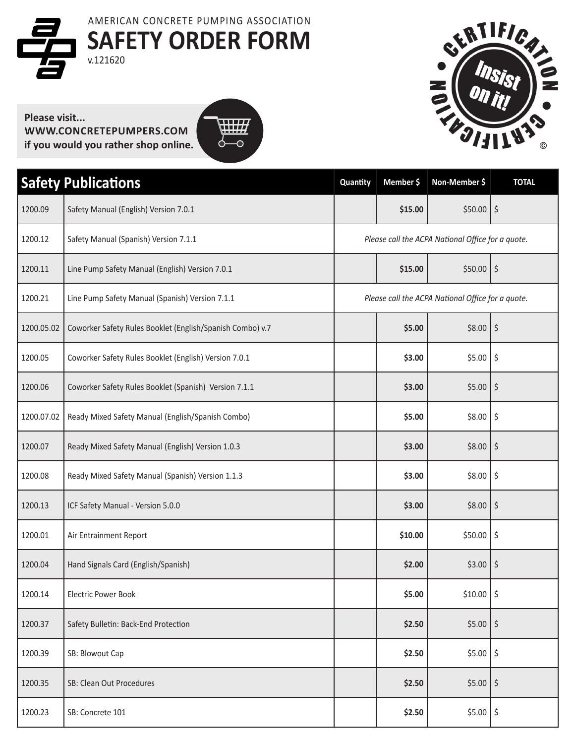AMERICAN CONCRETE PUMPING ASSOCIATION

# SAFETY ORDER FORM

v.121620

**Please visit...**
**WWW.CONCRETEPUMPERS.COM**
**if you would you rather shop online.**

CERTIFICATION • Insist on it! • CERTIFICATION ©

| Safety Publications | | Quantity | Member $ | Non-Member $ | TOTAL |
|---|---|---|---|---|---|
| 1200.09 | Safety Manual (English) Version 7.0.1 | | **$15.00** | $50.00 | $ |
| 1200.12 | Safety Manual (Spanish) Version 7.1.1 | *Please call the ACPA National Office for a quote.* | | | |
| 1200.11 | Line Pump Safety Manual (English) Version 7.0.1 | | **$15.00** | $50.00 | $ |
| 1200.21 | Line Pump Safety Manual (Spanish) Version 7.1.1 | *Please call the ACPA National Office for a quote.* | | | |
| 1200.05.02 | Coworker Safety Rules Booklet (English/Spanish Combo) v.7 | | **$5.00** | $8.00 | $ |
| 1200.05 | Coworker Safety Rules Booklet (English) Version 7.0.1 | | **$3.00** | $5.00 | $ |
| 1200.06 | Coworker Safety Rules Booklet (Spanish) Version 7.1.1 | | **$3.00** | $5.00 | $ |
| 1200.07.02 | Ready Mixed Safety Manual (English/Spanish Combo) | | **$5.00** | $8.00 | $ |
| 1200.07 | Ready Mixed Safety Manual (English) Version 1.0.3 | | **$3.00** | $8.00 | $ |
| 1200.08 | Ready Mixed Safety Manual (Spanish) Version 1.1.3 | | **$3.00** | $8.00 | $ |
| 1200.13 | ICF Safety Manual - Version 5.0.0 | | **$3.00** | $8.00 | $ |
| 1200.01 | Air Entrainment Report | | **$10.00** | $50.00 | $ |
| 1200.04 | Hand Signals Card (English/Spanish) | | **$2.00** | $3.00 | $ |
| 1200.14 | Electric Power Book | | **$5.00** | $10.00 | $ |
| 1200.37 | Safety Bulletin: Back-End Protection | | **$2.50** | $5.00 | $ |
| 1200.39 | SB: Blowout Cap | | **$2.50** | $5.00 | $ |
| 1200.35 | SB: Clean Out Procedures | | **$2.50** | $5.00 | $ |
| 1200.23 | SB: Concrete 101 | | **$2.50** | $5.00 | $ |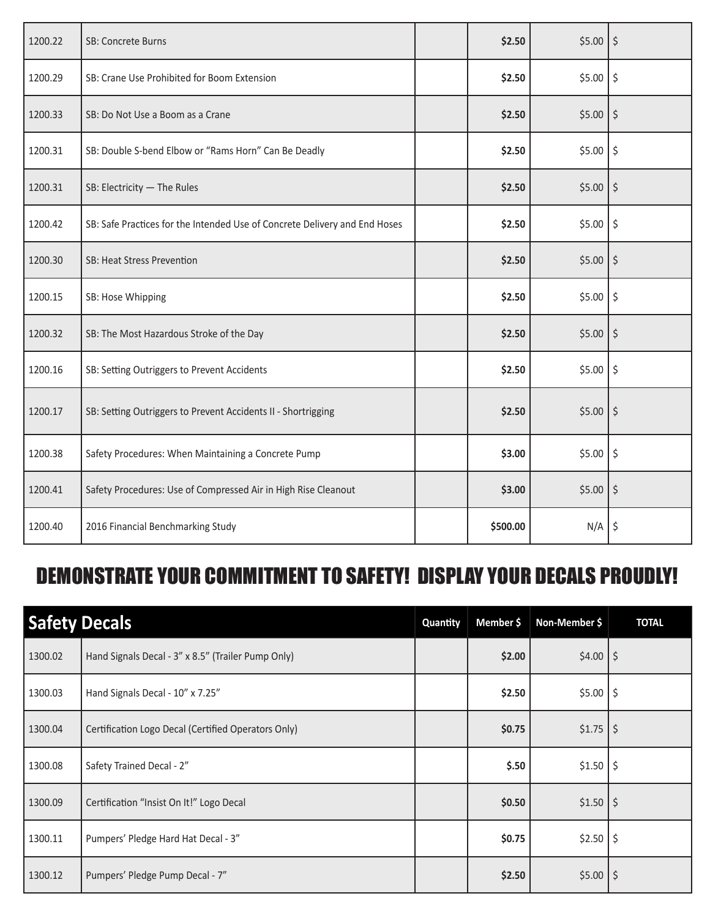| | | | | | |
|---|---|---|---|---|---|
| 1200.22 | SB: Concrete Burns | | **$2.50** | $5.00 | $ |
| 1200.29 | SB: Crane Use Prohibited for Boom Extension | | **$2.50** | $5.00 | $ |
| 1200.33 | SB: Do Not Use a Boom as a Crane | | **$2.50** | $5.00 | $ |
| 1200.31 | SB: Double S-bend Elbow or “Rams Horn” Can Be Deadly | | **$2.50** | $5.00 | $ |
| 1200.31 | SB: Electricity — The Rules | | **$2.50** | $5.00 | $ |
| 1200.42 | SB: Safe Practices for the Intended Use of Concrete Delivery and End Hoses | | **$2.50** | $5.00 | $ |
| 1200.30 | SB: Heat Stress Prevention | | **$2.50** | $5.00 | $ |
| 1200.15 | SB: Hose Whipping | | **$2.50** | $5.00 | $ |
| 1200.32 | SB: The Most Hazardous Stroke of the Day | | **$2.50** | $5.00 | $ |
| 1200.16 | SB: Setting Outriggers to Prevent Accidents | | **$2.50** | $5.00 | $ |
| 1200.17 | SB: Setting Outriggers to Prevent Accidents II - Shortrigging | | **$2.50** | $5.00 | $ |
| 1200.38 | Safety Procedures: When Maintaining a Concrete Pump | | **$3.00** | $5.00 | $ |
| 1200.41 | Safety Procedures: Use of Compressed Air in High Rise Cleanout | | **$3.00** | $5.00 | $ |
| 1200.40 | 2016 Financial Benchmarking Study | | **$500.00** | N/A | $ |

# DEMONSTRATE YOUR COMMITMENT TO SAFETY! DISPLAY YOUR DECALS PROUDLY!

| Safety Decals | | Quantity | Member $ | Non-Member $ | TOTAL |
|---|---|---|---|---|---|
| 1300.02 | Hand Signals Decal - 3” x 8.5” (Trailer Pump Only) | | **$2.00** | $4.00 | $ |
| 1300.03 | Hand Signals Decal - 10” x 7.25” | | **$2.50** | $5.00 | $ |
| 1300.04 | Certification Logo Decal (Certified Operators Only) | | **$0.75** | $1.75 | $ |
| 1300.08 | Safety Trained Decal - 2” | | **$.50** | $1.50 | $ |
| 1300.09 | Certification “Insist On It!” Logo Decal | | **$0.50** | $1.50 | $ |
| 1300.11 | Pumpers’ Pledge Hard Hat Decal - 3” | | **$0.75** | $2.50 | $ |
| 1300.12 | Pumpers’ Pledge Pump Decal - 7” | | **$2.50** | $5.00 | $ |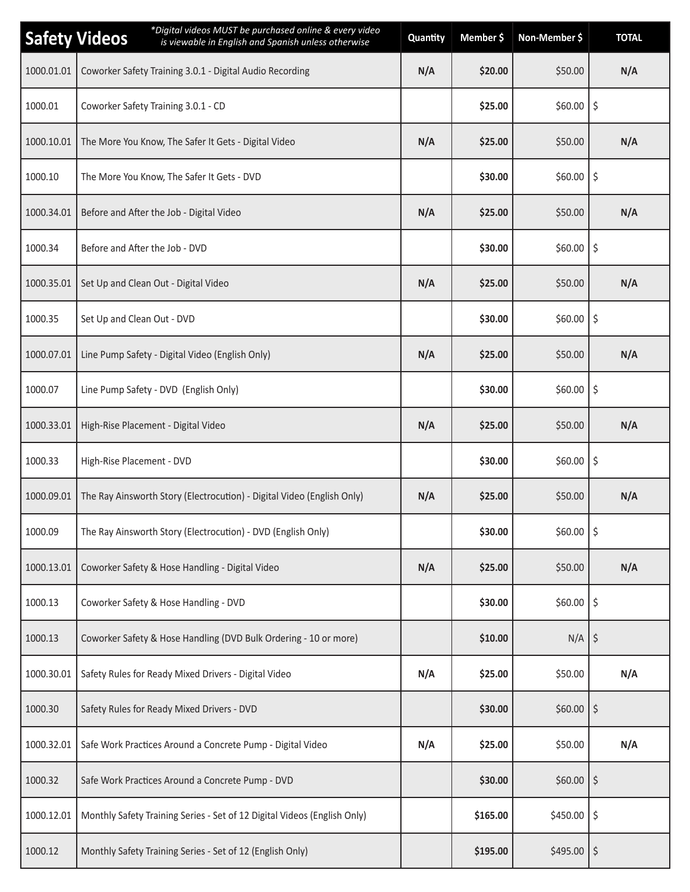| Safety Videos | *Digital videos MUST be purchased online & every video is viewable in English and Spanish unless otherwise | Quantity | Member $ | Non-Member $ | TOTAL |
|---|---|---|---|---|---|
| 1000.01.01 | Coworker Safety Training 3.0.1 - Digital Audio Recording | N/A | **$20.00** | $50.00 | N/A |
| 1000.01 | Coworker Safety Training 3.0.1 - CD | | **$25.00** | $60.00 | $ |
| 1000.10.01 | The More You Know, The Safer It Gets - Digital Video | N/A | **$25.00** | $50.00 | N/A |
| 1000.10 | The More You Know, The Safer It Gets - DVD | | **$30.00** | $60.00 | $ |
| 1000.34.01 | Before and After the Job - Digital Video | N/A | **$25.00** | $50.00 | N/A |
| 1000.34 | Before and After the Job - DVD | | **$30.00** | $60.00 | $ |
| 1000.35.01 | Set Up and Clean Out - Digital Video | N/A | **$25.00** | $50.00 | N/A |
| 1000.35 | Set Up and Clean Out - DVD | | **$30.00** | $60.00 | $ |
| 1000.07.01 | Line Pump Safety - Digital Video (English Only) | N/A | **$25.00** | $50.00 | N/A |
| 1000.07 | Line Pump Safety - DVD (English Only) | | **$30.00** | $60.00 | $ |
| 1000.33.01 | High-Rise Placement - Digital Video | N/A | **$25.00** | $50.00 | N/A |
| 1000.33 | High-Rise Placement - DVD | | **$30.00** | $60.00 | $ |
| 1000.09.01 | The Ray Ainsworth Story (Electrocution) - Digital Video (English Only) | N/A | **$25.00** | $50.00 | N/A |
| 1000.09 | The Ray Ainsworth Story (Electrocution) - DVD (English Only) | | **$30.00** | $60.00 | $ |
| 1000.13.01 | Coworker Safety & Hose Handling - Digital Video | N/A | **$25.00** | $50.00 | N/A |
| 1000.13 | Coworker Safety & Hose Handling - DVD | | **$30.00** | $60.00 | $ |
| 1000.13 | Coworker Safety & Hose Handling (DVD Bulk Ordering - 10 or more) | | **$10.00** | N/A | $ |
| 1000.30.01 | Safety Rules for Ready Mixed Drivers - Digital Video | N/A | **$25.00** | $50.00 | N/A |
| 1000.30 | Safety Rules for Ready Mixed Drivers - DVD | | **$30.00** | $60.00 | $ |
| 1000.32.01 | Safe Work Practices Around a Concrete Pump - Digital Video | N/A | **$25.00** | $50.00 | N/A |
| 1000.32 | Safe Work Practices Around a Concrete Pump - DVD | | **$30.00** | $60.00 | $ |
| 1000.12.01 | Monthly Safety Training Series - Set of 12 Digital Videos (English Only) | | **$165.00** | $450.00 | $ |
| 1000.12 | Monthly Safety Training Series - Set of 12 (English Only) | | **$195.00** | $495.00 | $ |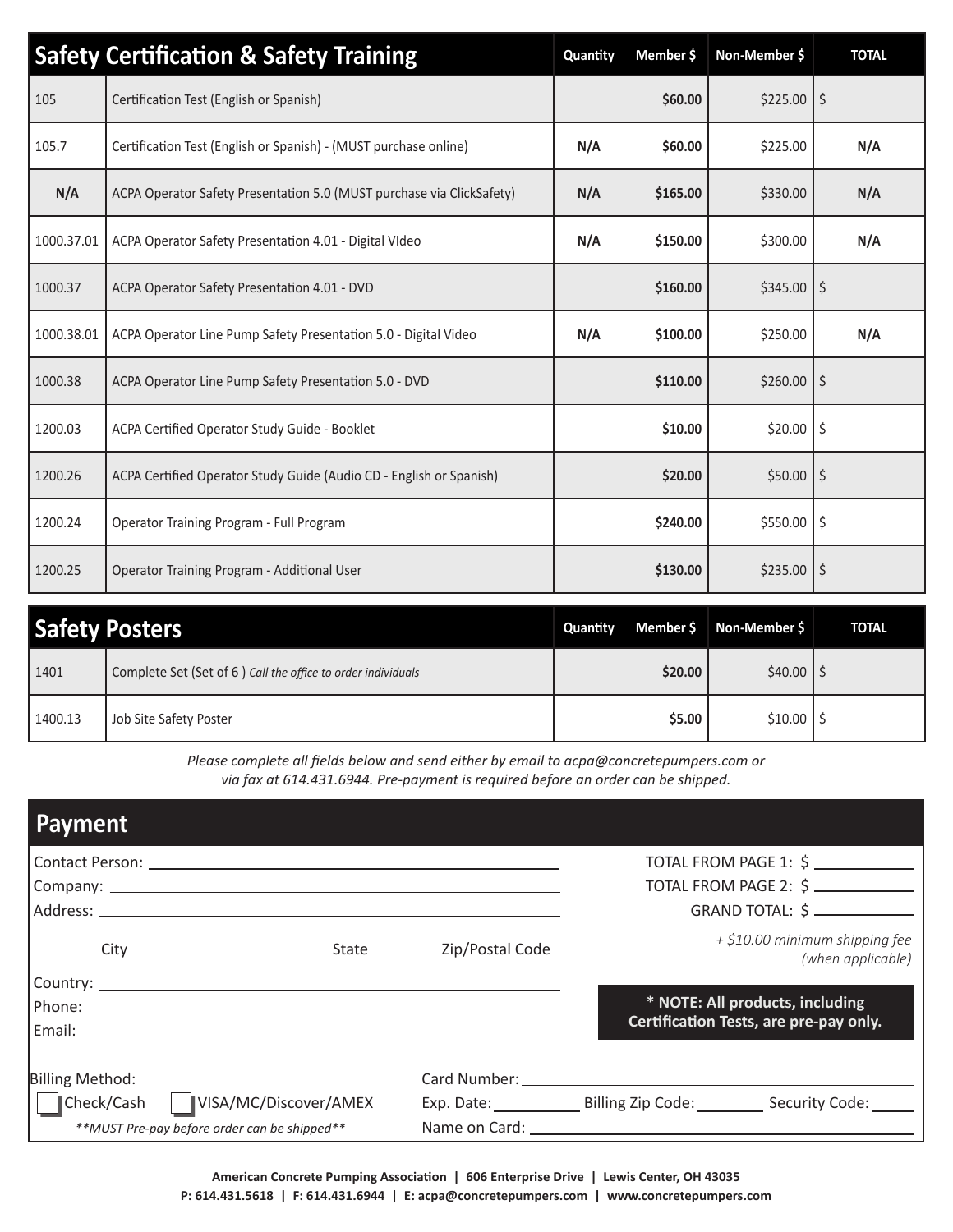| Safety Certification & Safety Training | | Quantity | Member $ | Non-Member $ | TOTAL |
|---|---|---|---|---|---|
| 105 | Certification Test (English or Spanish) | | **$60.00** | $225.00 | $ |
| 105.7 | Certification Test (English or Spanish) - (MUST purchase online) | **N/A** | **$60.00** | $225.00 | **N/A** |
| **N/A** | ACPA Operator Safety Presentation 5.0 (MUST purchase via ClickSafety) | **N/A** | **$165.00** | $330.00 | **N/A** |
| 1000.37.01 | ACPA Operator Safety Presentation 4.01 - Digital VIdeo | **N/A** | **$150.00** | $300.00 | **N/A** |
| 1000.37 | ACPA Operator Safety Presentation 4.01 - DVD | | **$160.00** | $345.00 | $ |
| 1000.38.01 | ACPA Operator Line Pump Safety Presentation 5.0 - Digital Video | **N/A** | **$100.00** | $250.00 | **N/A** |
| 1000.38 | ACPA Operator Line Pump Safety Presentation 5.0 - DVD | | **$110.00** | $260.00 | $ |
| 1200.03 | ACPA Certified Operator Study Guide - Booklet | | **$10.00** | $20.00 | $ |
| 1200.26 | ACPA Certified Operator Study Guide (Audio CD - English or Spanish) | | **$20.00** | $50.00 | $ |
| 1200.24 | Operator Training Program - Full Program | | **$240.00** | $550.00 | $ |
| 1200.25 | Operator Training Program - Additional User | | **$130.00** | $235.00 | $ |

| Safety Posters | | Quantity | Member $ | Non-Member $ | TOTAL |
|---|---|---|---|---|---|
| 1401 | Complete Set (Set of 6 ) *Call the office to order individuals* | | **$20.00** | $40.00 | $ |
| 1400.13 | Job Site Safety Poster | | **$5.00** | $10.00 | $ |

*Please complete all fields below and send either by email to acpa@concretepumpers.com or via fax at 614.431.6944. Pre-payment is required before an order can be shipped.*

## Payment

Contact Person: ______________________

Company: ______________________

Address: ______________________

City ______ State ______ Zip/Postal Code ______

Country: ______________________

Phone: ______________________

Email: ______________________

TOTAL FROM PAGE 1: $ __________

TOTAL FROM PAGE 2: $ __________

GRAND TOTAL: $ __________

*+ $10.00 minimum shipping fee (when applicable)*

**\* NOTE: All products, including Certification Tests, are pre-pay only.**

Billing Method:

☐ Check/Cash ☐ VISA/MC/Discover/AMEX

*\*\*MUST Pre-pay before order can be shipped\*\**

Card Number: ______________________

Exp. Date: ________ Billing Zip Code: ________ Security Code: ______

Name on Card: ______________________

**American Concrete Pumping Association | 606 Enterprise Drive | Lewis Center, OH 43035**
**P: 614.431.5618 | F: 614.431.6944 | E: acpa@concretepumpers.com | www.concretepumpers.com**